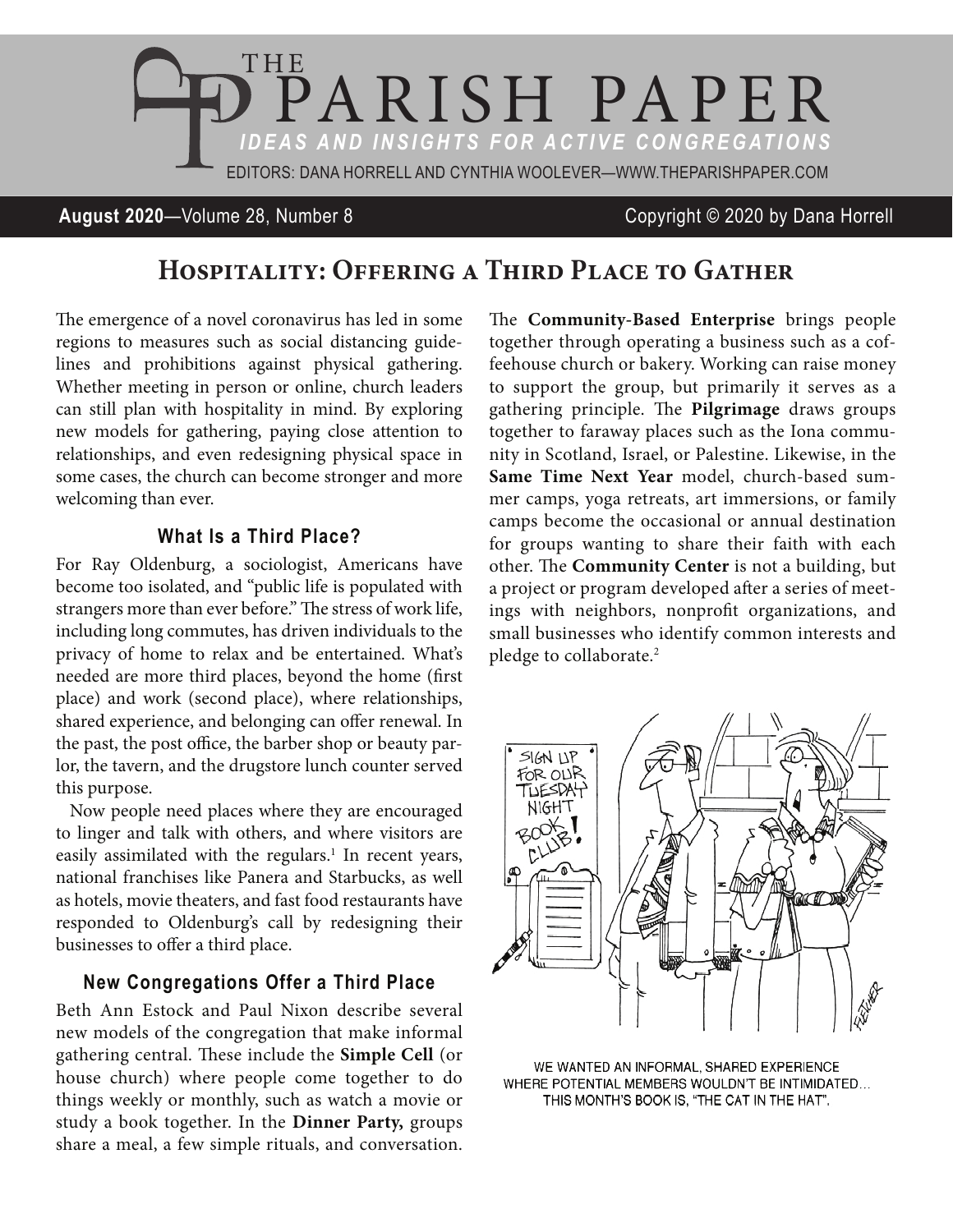# THE PARISH PAPER

*IDEAS AND INSIGHTS FOR ACTIVE CONGREGATIONS*

EDITORS: DANA HORRELL AND CYNTHIA WOOLEVER—WWW.THEPARISHPAPER.COM

**August 2020**—Volume 28, Number 8 Copyright © 2020 by Dana Horrell

## Hospitality: Offering a Third Place to Gather

The emergence of a novel coronavirus has led in some regions to measures such as social distancing guidelines and prohibitions against physical gathering. Whether meeting in person or online, church leaders can still plan with hospitality in mind. By exploring new models for gathering, paying close attention to relationships, and even redesigning physical space in some cases, the church can become stronger and more welcoming than ever.

### What Is a Third Place?

For Ray Oldenburg, a sociologist, Americans have become too isolated, and "public life is populated with strangers more than ever before." The stress of work life, including long commutes, has driven individuals to the privacy of home to relax and be entertained. What's needed are more third places, beyond the home (first place) and work (second place), where relationships, shared experience, and belonging can offer renewal. In the past, the post office, the barber shop or beauty parlor, the tavern, and the drugstore lunch counter served this purpose.

Now people need places where they are encouraged to linger and talk with others, and where visitors are easily assimilated with the regulars.[1] In recent years, national franchises like Panera and Starbucks, as well as hotels, movie theaters, and fast food restaurants have responded to Oldenburg's call by redesigning their businesses to offer a third place.

### New Congregations Offer a Third Place

Beth Ann Estock and Paul Nixon describe several new models of the congregation that make informal gathering central. These include the **Simple Cell** (or house church) where people come together to do things weekly or monthly, such as watch a movie or study a book together. In the **Dinner Party,** groups share a meal, a few simple rituals, and conversation. The **Community-Based Enterprise** brings people together through operating a business such as a coffeehouse church or bakery. Working can raise money to support the group, but primarily it serves as a gathering principle. The **Pilgrimage** draws groups together to faraway places such as the Iona community in Scotland, Israel, or Palestine. Likewise, in the **Same Time Next Year** model, church-based summer camps, yoga retreats, art immersions, or family camps become the occasional or annual destination for groups wanting to share their faith with each other. The **Community Center** is not a building, but a project or program developed after a series of meetings with neighbors, nonprofit organizations, and small businesses who identify common interests and pledge to collaborate.[2]

WE WANTED AN INFORMAL, SHARED EXPERIENCE WHERE POTENTIAL MEMBERS WOULDN'T BE INTIMIDATED... THIS MONTH'S BOOK IS, "THE CAT IN THE HAT".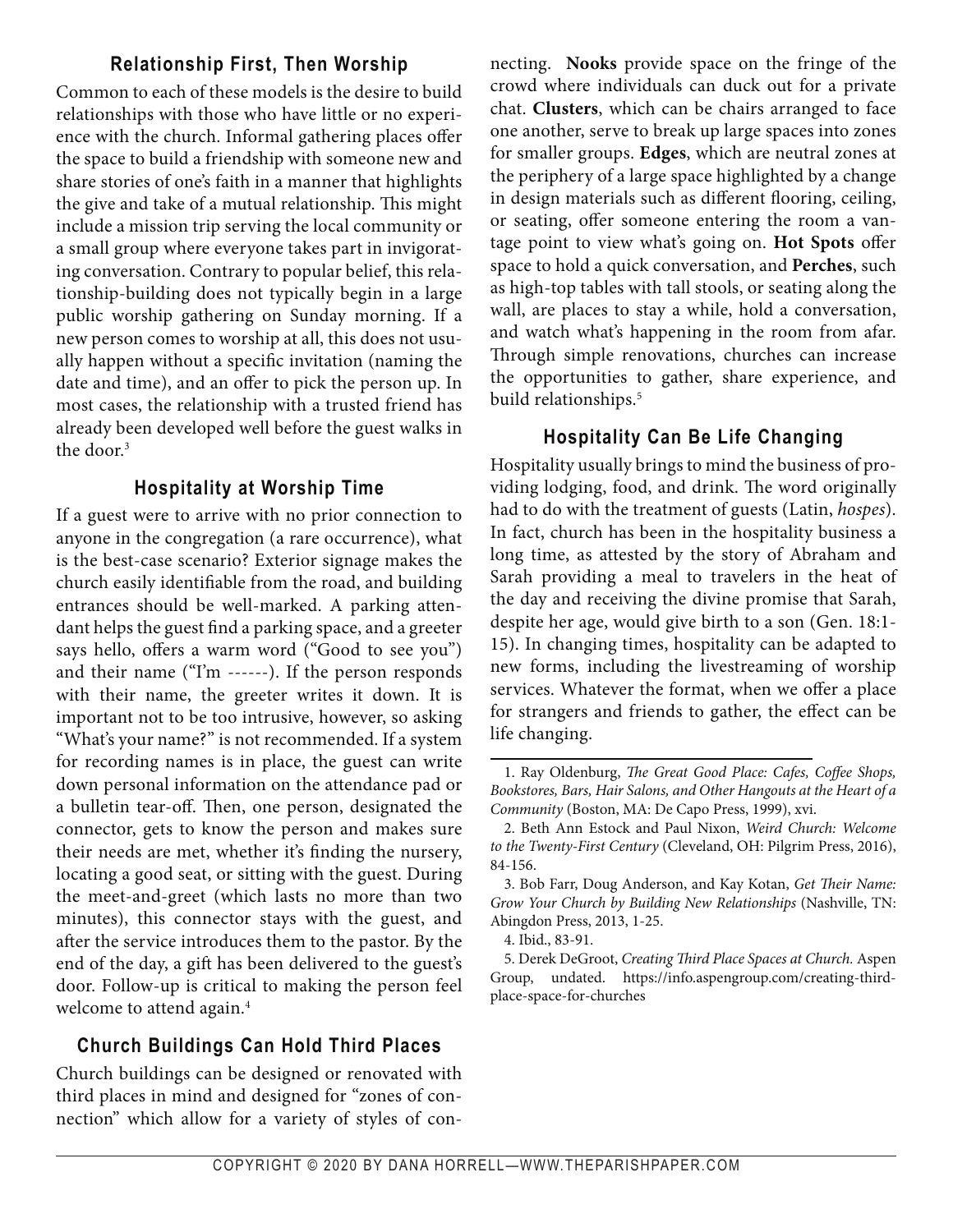## Relationship First, Then Worship

Common to each of these models is the desire to build relationships with those who have little or no experience with the church. Informal gathering places offer the space to build a friendship with someone new and share stories of one's faith in a manner that highlights the give and take of a mutual relationship. This might include a mission trip serving the local community or a small group where everyone takes part in invigorating conversation. Contrary to popular belief, this relationship-building does not typically begin in a large public worship gathering on Sunday morning. If a new person comes to worship at all, this does not usually happen without a specific invitation (naming the date and time), and an offer to pick the person up. In most cases, the relationship with a trusted friend has already been developed well before the guest walks in the door.[3]

## Hospitality at Worship Time

If a guest were to arrive with no prior connection to anyone in the congregation (a rare occurrence), what is the best-case scenario? Exterior signage makes the church easily identifiable from the road, and building entrances should be well-marked. A parking attendant helps the guest find a parking space, and a greeter says hello, offers a warm word ("Good to see you") and their name ("I'm ------). If the person responds with their name, the greeter writes it down. It is important not to be too intrusive, however, so asking "What's your name?" is not recommended. If a system for recording names is in place, the guest can write down personal information on the attendance pad or a bulletin tear-off. Then, one person, designated the connector, gets to know the person and makes sure their needs are met, whether it's finding the nursery, locating a good seat, or sitting with the guest. During the meet-and-greet (which lasts no more than two minutes), this connector stays with the guest, and after the service introduces them to the pastor. By the end of the day, a gift has been delivered to the guest's door. Follow-up is critical to making the person feel welcome to attend again.[4]

## Church Buildings Can Hold Third Places

Church buildings can be designed or renovated with third places in mind and designed for "zones of connection" which allow for a variety of styles of connecting. **Nooks** provide space on the fringe of the crowd where individuals can duck out for a private chat. **Clusters**, which can be chairs arranged to face one another, serve to break up large spaces into zones for smaller groups. **Edges**, which are neutral zones at the periphery of a large space highlighted by a change in design materials such as different flooring, ceiling, or seating, offer someone entering the room a vantage point to view what's going on. **Hot Spots** offer space to hold a quick conversation, and **Perches**, such as high-top tables with tall stools, or seating along the wall, are places to stay a while, hold a conversation, and watch what's happening in the room from afar. Through simple renovations, churches can increase the opportunities to gather, share experience, and build relationships.[5]

## Hospitality Can Be Life Changing

Hospitality usually brings to mind the business of providing lodging, food, and drink. The word originally had to do with the treatment of guests (Latin, *hospes*). In fact, church has been in the hospitality business a long time, as attested by the story of Abraham and Sarah providing a meal to travelers in the heat of the day and receiving the divine promise that Sarah, despite her age, would give birth to a son (Gen. 18:1-15). In changing times, hospitality can be adapted to new forms, including the livestreaming of worship services. Whatever the format, when we offer a place for strangers and friends to gather, the effect can be life changing.

---

1. Ray Oldenburg, *The Great Good Place: Cafes, Coffee Shops, Bookstores, Bars, Hair Salons, and Other Hangouts at the Heart of a Community* (Boston, MA: De Capo Press, 1999), xvi.

2. Beth Ann Estock and Paul Nixon, *Weird Church: Welcome to the Twenty-First Century* (Cleveland, OH: Pilgrim Press, 2016), 84-156.

3. Bob Farr, Doug Anderson, and Kay Kotan, *Get Their Name: Grow Your Church by Building New Relationships* (Nashville, TN: Abingdon Press, 2013, 1-25.

4. Ibid., 83-91.

5. Derek DeGroot, *Creating Third Place Spaces at Church.* Aspen Group, undated. https://info.aspengroup.com/creating-third-place-space-for-churches

COPYRIGHT © 2020 BY DANA HORRELL—WWW.THEPARISHPAPER.COM